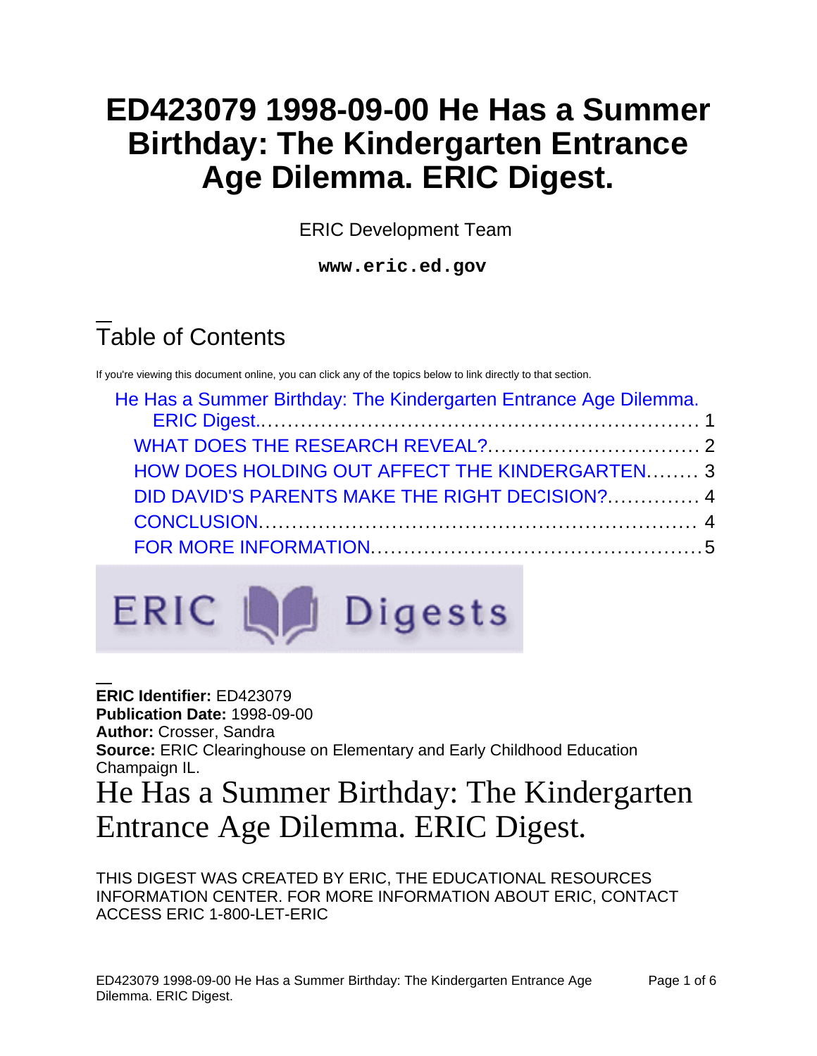# ED423079 1998-09-00 He Has a Summer Birthday: The Kindergarten Entrance Age Dilemma. ERIC Digest.

ERIC Development Team

**www.eric.ed.gov**

## Table of Contents

If you're viewing this document online, you can click any of the topics below to link directly to that section.

- He Has a Summer Birthday: The Kindergarten Entrance Age Dilemma. ERIC Digest.......... 1
  - WHAT DOES THE RESEARCH REVEAL?.......... 2
  - HOW DOES HOLDING OUT AFFECT THE KINDERGARTEN.......... 3
  - DID DAVID'S PARENTS MAKE THE RIGHT DECISION?.......... 4
  - CONCLUSION.......... 4
  - FOR MORE INFORMATION.......... 5

ERIC Digests

**ERIC Identifier:** ED423079
**Publication Date:** 1998-09-00
**Author:** Crosser, Sandra
**Source:** ERIC Clearinghouse on Elementary and Early Childhood Education Champaign IL.

# He Has a Summer Birthday: The Kindergarten Entrance Age Dilemma. ERIC Digest.

THIS DIGEST WAS CREATED BY ERIC, THE EDUCATIONAL RESOURCES INFORMATION CENTER. FOR MORE INFORMATION ABOUT ERIC, CONTACT ACCESS ERIC 1-800-LET-ERIC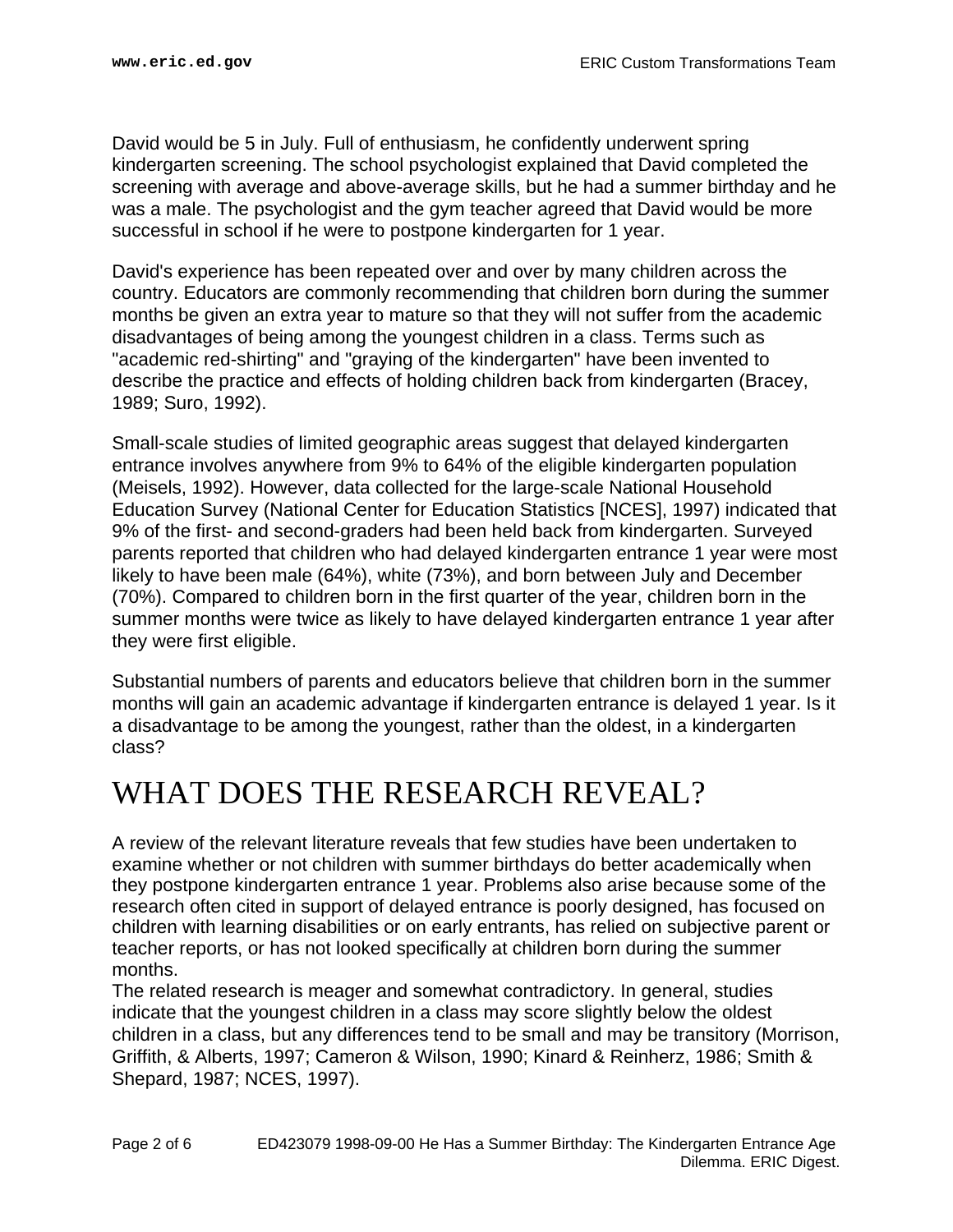David would be 5 in July. Full of enthusiasm, he confidently underwent spring kindergarten screening. The school psychologist explained that David completed the screening with average and above-average skills, but he had a summer birthday and he was a male. The psychologist and the gym teacher agreed that David would be more successful in school if he were to postpone kindergarten for 1 year.

David's experience has been repeated over and over by many children across the country. Educators are commonly recommending that children born during the summer months be given an extra year to mature so that they will not suffer from the academic disadvantages of being among the youngest children in a class. Terms such as "academic red-shirting" and "graying of the kindergarten" have been invented to describe the practice and effects of holding children back from kindergarten (Bracey, 1989; Suro, 1992).

Small-scale studies of limited geographic areas suggest that delayed kindergarten entrance involves anywhere from 9% to 64% of the eligible kindergarten population (Meisels, 1992). However, data collected for the large-scale National Household Education Survey (National Center for Education Statistics [NCES], 1997) indicated that 9% of the first- and second-graders had been held back from kindergarten. Surveyed parents reported that children who had delayed kindergarten entrance 1 year were most likely to have been male (64%), white (73%), and born between July and December (70%). Compared to children born in the first quarter of the year, children born in the summer months were twice as likely to have delayed kindergarten entrance 1 year after they were first eligible.

Substantial numbers of parents and educators believe that children born in the summer months will gain an academic advantage if kindergarten entrance is delayed 1 year. Is it a disadvantage to be among the youngest, rather than the oldest, in a kindergarten class?

# WHAT DOES THE RESEARCH REVEAL?

A review of the relevant literature reveals that few studies have been undertaken to examine whether or not children with summer birthdays do better academically when they postpone kindergarten entrance 1 year. Problems also arise because some of the research often cited in support of delayed entrance is poorly designed, has focused on children with learning disabilities or on early entrants, has relied on subjective parent or teacher reports, or has not looked specifically at children born during the summer months.

The related research is meager and somewhat contradictory. In general, studies indicate that the youngest children in a class may score slightly below the oldest children in a class, but any differences tend to be small and may be transitory (Morrison, Griffith, & Alberts, 1997; Cameron & Wilson, 1990; Kinard & Reinherz, 1986; Smith & Shepard, 1987; NCES, 1997).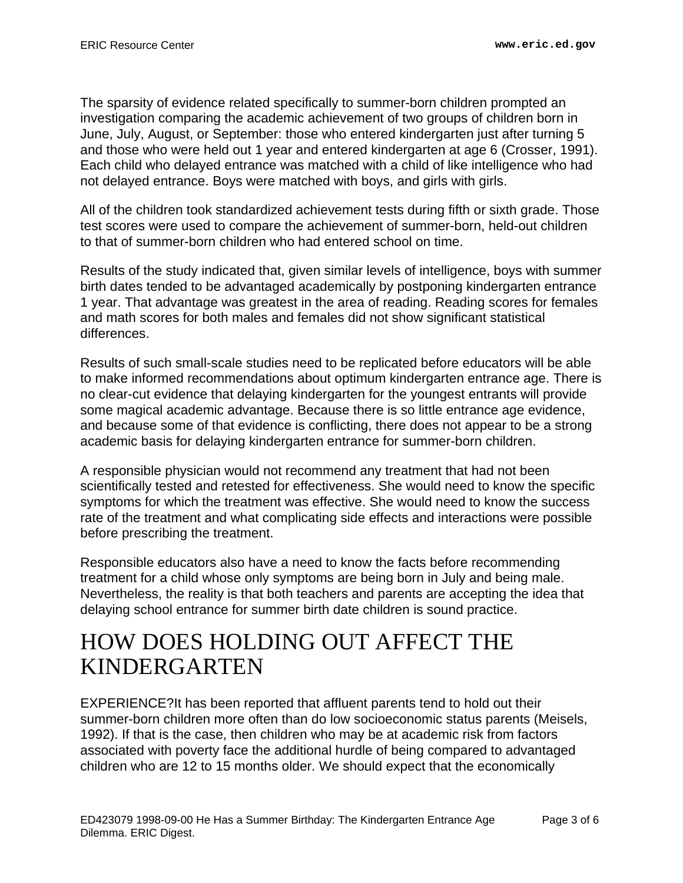The sparsity of evidence related specifically to summer-born children prompted an investigation comparing the academic achievement of two groups of children born in June, July, August, or September: those who entered kindergarten just after turning 5 and those who were held out 1 year and entered kindergarten at age 6 (Crosser, 1991). Each child who delayed entrance was matched with a child of like intelligence who had not delayed entrance. Boys were matched with boys, and girls with girls.

All of the children took standardized achievement tests during fifth or sixth grade. Those test scores were used to compare the achievement of summer-born, held-out children to that of summer-born children who had entered school on time.

Results of the study indicated that, given similar levels of intelligence, boys with summer birth dates tended to be advantaged academically by postponing kindergarten entrance 1 year. That advantage was greatest in the area of reading. Reading scores for females and math scores for both males and females did not show significant statistical differences.

Results of such small-scale studies need to be replicated before educators will be able to make informed recommendations about optimum kindergarten entrance age. There is no clear-cut evidence that delaying kindergarten for the youngest entrants will provide some magical academic advantage. Because there is so little entrance age evidence, and because some of that evidence is conflicting, there does not appear to be a strong academic basis for delaying kindergarten entrance for summer-born children.

A responsible physician would not recommend any treatment that had not been scientifically tested and retested for effectiveness. She would need to know the specific symptoms for which the treatment was effective. She would need to know the success rate of the treatment and what complicating side effects and interactions were possible before prescribing the treatment.

Responsible educators also have a need to know the facts before recommending treatment for a child whose only symptoms are being born in July and being male. Nevertheless, the reality is that both teachers and parents are accepting the idea that delaying school entrance for summer birth date children is sound practice.

# HOW DOES HOLDING OUT AFFECT THE KINDERGARTEN

EXPERIENCE?It has been reported that affluent parents tend to hold out their summer-born children more often than do low socioeconomic status parents (Meisels, 1992). If that is the case, then children who may be at academic risk from factors associated with poverty face the additional hurdle of being compared to advantaged children who are 12 to 15 months older. We should expect that the economically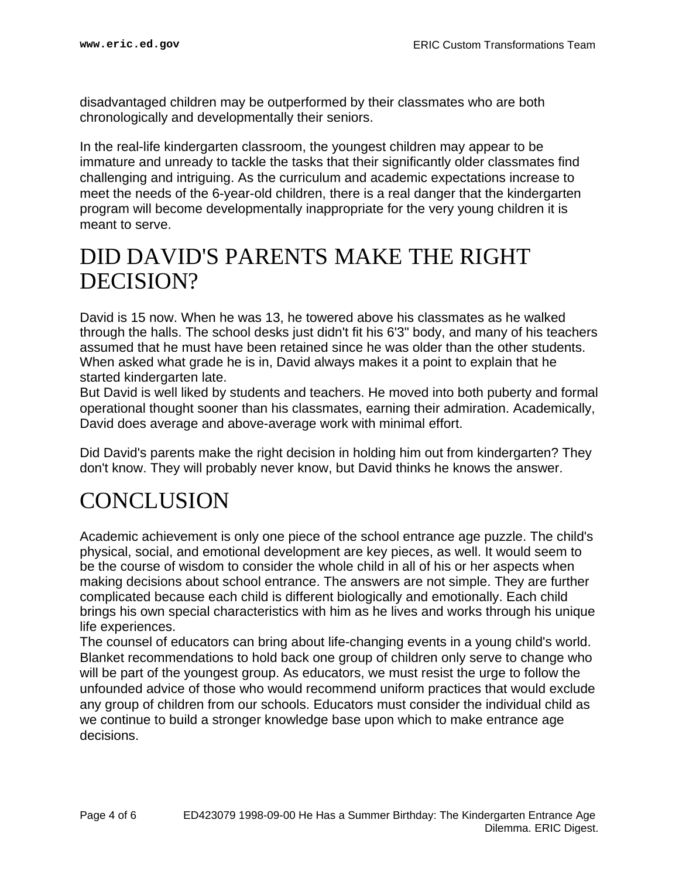disadvantaged children may be outperformed by their classmates who are both chronologically and developmentally their seniors.

In the real-life kindergarten classroom, the youngest children may appear to be immature and unready to tackle the tasks that their significantly older classmates find challenging and intriguing. As the curriculum and academic expectations increase to meet the needs of the 6-year-old children, there is a real danger that the kindergarten program will become developmentally inappropriate for the very young children it is meant to serve.

# DID DAVID'S PARENTS MAKE THE RIGHT DECISION?

David is 15 now. When he was 13, he towered above his classmates as he walked through the halls. The school desks just didn't fit his 6'3" body, and many of his teachers assumed that he must have been retained since he was older than the other students. When asked what grade he is in, David always makes it a point to explain that he started kindergarten late.

But David is well liked by students and teachers. He moved into both puberty and formal operational thought sooner than his classmates, earning their admiration. Academically, David does average and above-average work with minimal effort.

Did David's parents make the right decision in holding him out from kindergarten? They don't know. They will probably never know, but David thinks he knows the answer.

# CONCLUSION

Academic achievement is only one piece of the school entrance age puzzle. The child's physical, social, and emotional development are key pieces, as well. It would seem to be the course of wisdom to consider the whole child in all of his or her aspects when making decisions about school entrance. The answers are not simple. They are further complicated because each child is different biologically and emotionally. Each child brings his own special characteristics with him as he lives and works through his unique life experiences.

The counsel of educators can bring about life-changing events in a young child's world. Blanket recommendations to hold back one group of children only serve to change who will be part of the youngest group. As educators, we must resist the urge to follow the unfounded advice of those who would recommend uniform practices that would exclude any group of children from our schools. Educators must consider the individual child as we continue to build a stronger knowledge base upon which to make entrance age decisions.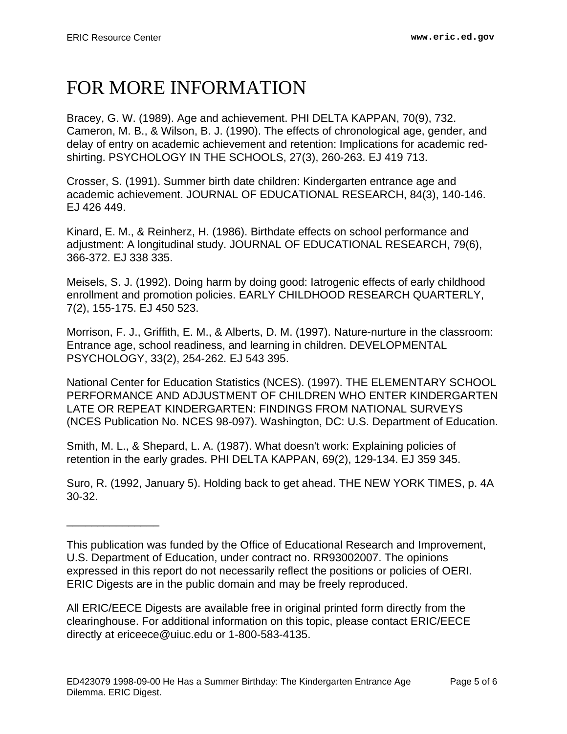# FOR MORE INFORMATION

Bracey, G. W. (1989). Age and achievement. PHI DELTA KAPPAN, 70(9), 732.
Cameron, M. B., & Wilson, B. J. (1990). The effects of chronological age, gender, and delay of entry on academic achievement and retention: Implications for academic red-shirting. PSYCHOLOGY IN THE SCHOOLS, 27(3), 260-263. EJ 419 713.

Crosser, S. (1991). Summer birth date children: Kindergarten entrance age and academic achievement. JOURNAL OF EDUCATIONAL RESEARCH, 84(3), 140-146. EJ 426 449.

Kinard, E. M., & Reinherz, H. (1986). Birthdate effects on school performance and adjustment: A longitudinal study. JOURNAL OF EDUCATIONAL RESEARCH, 79(6), 366-372. EJ 338 335.

Meisels, S. J. (1992). Doing harm by doing good: Iatrogenic effects of early childhood enrollment and promotion policies. EARLY CHILDHOOD RESEARCH QUARTERLY, 7(2), 155-175. EJ 450 523.

Morrison, F. J., Griffith, E. M., & Alberts, D. M. (1997). Nature-nurture in the classroom: Entrance age, school readiness, and learning in children. DEVELOPMENTAL PSYCHOLOGY, 33(2), 254-262. EJ 543 395.

National Center for Education Statistics (NCES). (1997). THE ELEMENTARY SCHOOL PERFORMANCE AND ADJUSTMENT OF CHILDREN WHO ENTER KINDERGARTEN LATE OR REPEAT KINDERGARTEN: FINDINGS FROM NATIONAL SURVEYS (NCES Publication No. NCES 98-097). Washington, DC: U.S. Department of Education.

Smith, M. L., & Shepard, L. A. (1987). What doesn't work: Explaining policies of retention in the early grades. PHI DELTA KAPPAN, 69(2), 129-134. EJ 359 345.

Suro, R. (1992, January 5). Holding back to get ahead. THE NEW YORK TIMES, p. 4A 30-32.

---

This publication was funded by the Office of Educational Research and Improvement, U.S. Department of Education, under contract no. RR93002007. The opinions expressed in this report do not necessarily reflect the positions or policies of OERI. ERIC Digests are in the public domain and may be freely reproduced.

All ERIC/EECE Digests are available free in original printed form directly from the clearinghouse. For additional information on this topic, please contact ERIC/EECE directly at ericeece@uiuc.edu or 1-800-583-4135.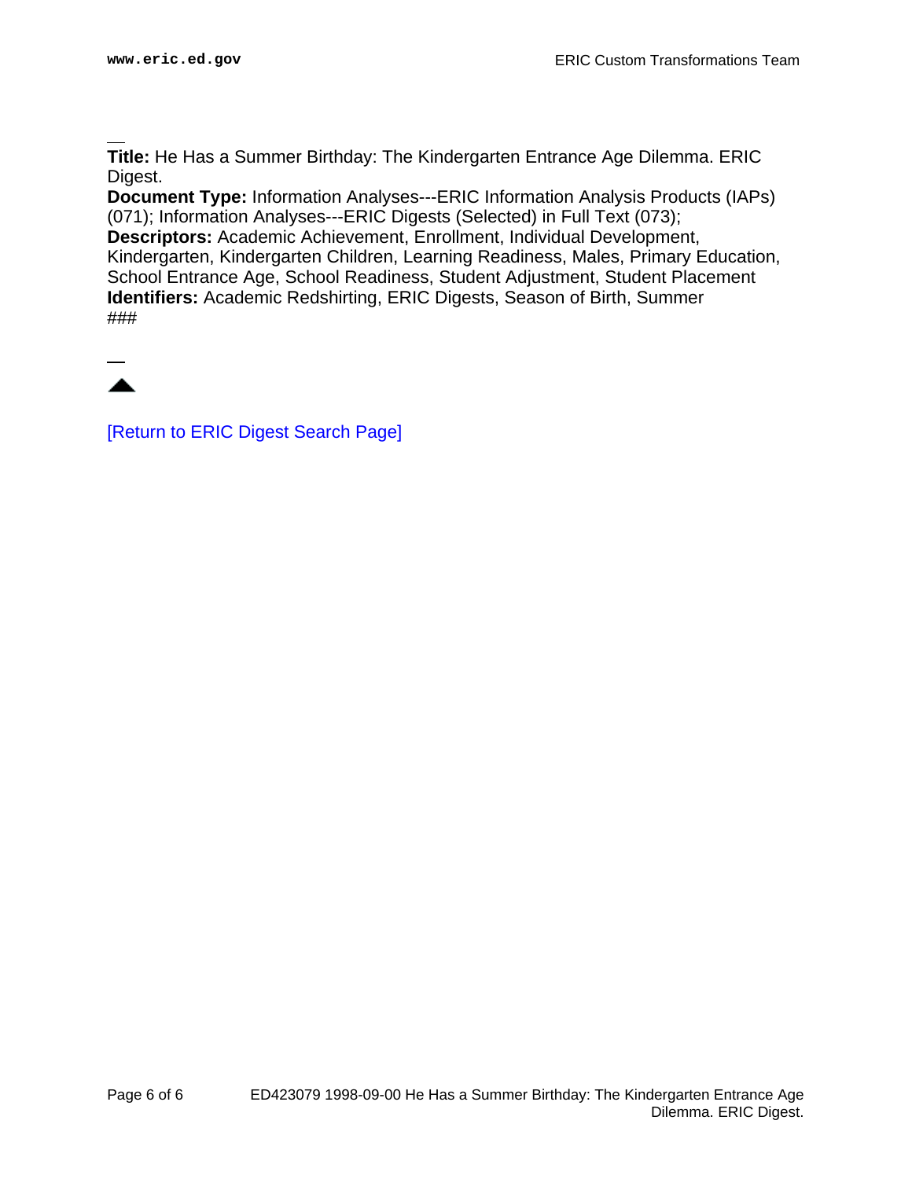**Title:** He Has a Summer Birthday: The Kindergarten Entrance Age Dilemma. ERIC Digest.
**Document Type:** Information Analyses---ERIC Information Analysis Products (IAPs) (071); Information Analyses---ERIC Digests (Selected) in Full Text (073);
**Descriptors:** Academic Achievement, Enrollment, Individual Development, Kindergarten, Kindergarten Children, Learning Readiness, Males, Primary Education, School Entrance Age, School Readiness, Student Adjustment, Student Placement
**Identifiers:** Academic Redshirting, ERIC Digests, Season of Birth, Summer
###

[Return to ERIC Digest Search Page]